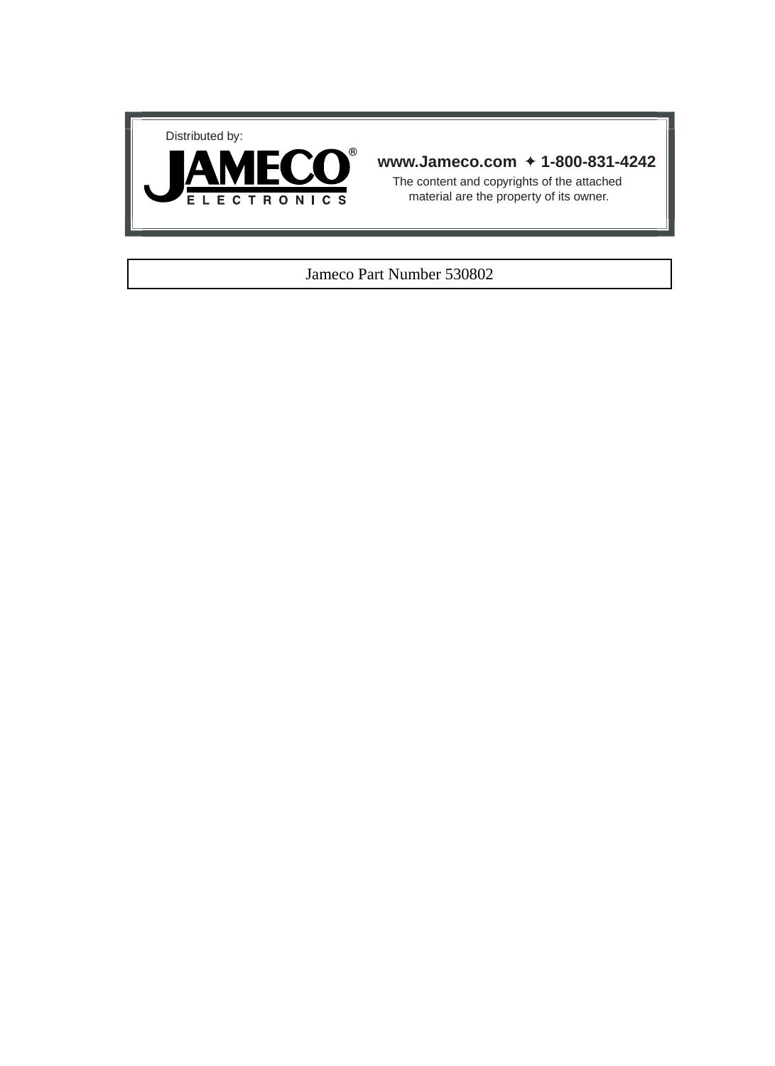Distributed by:

**JAMECO®**
**ELECTRONICS**

**www.Jameco.com ✦ 1-800-831-4242**

The content and copyrights of the attached material are the property of its owner.

Jameco Part Number 530802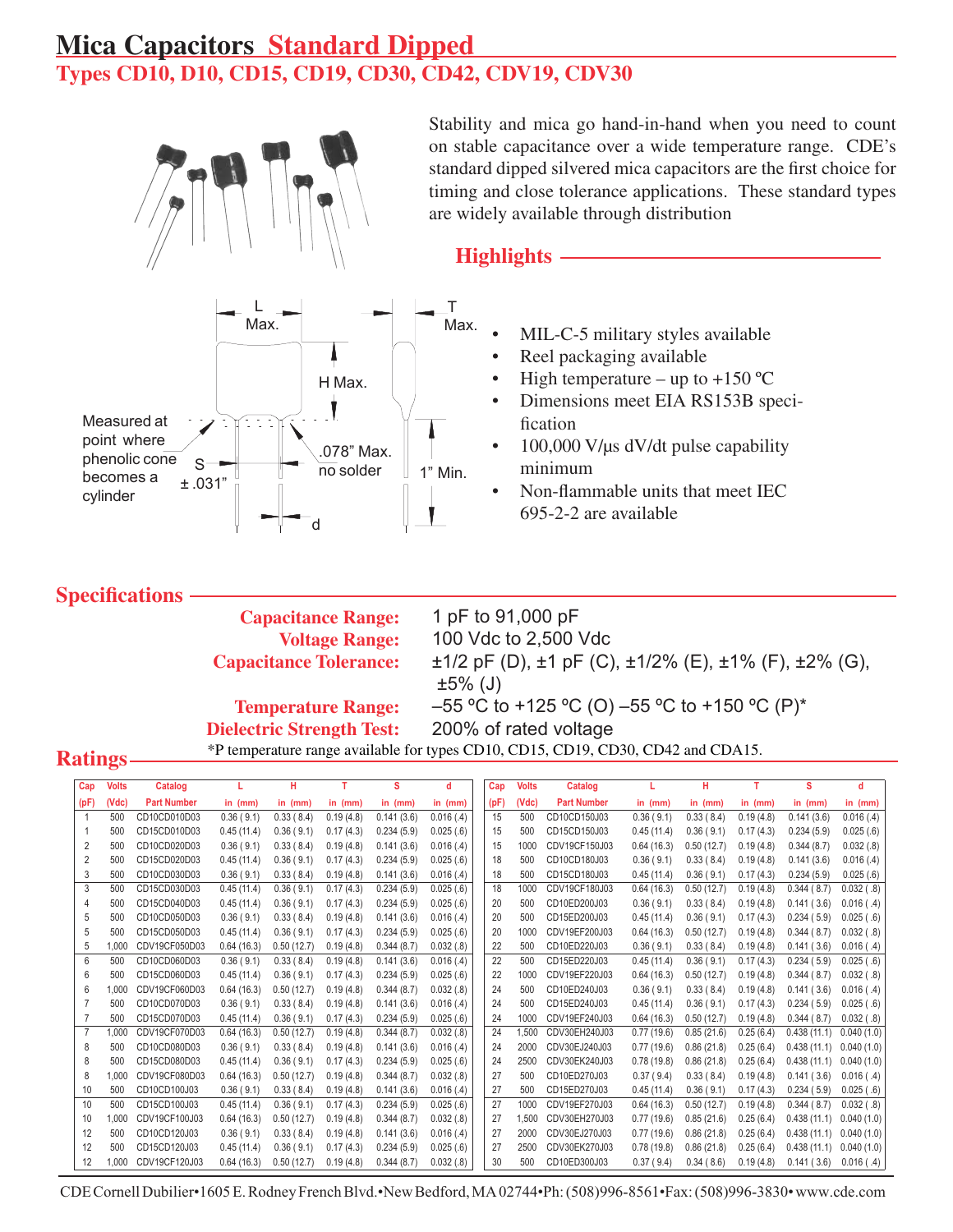# Mica Capacitors Standard Dipped

## Types CD10, D10, CD15, CD19, CD30, CD42, CDV19, CDV30

Stability and mica go hand-in-hand when you need to count on stable capacitance over a wide temperature range. CDE's standard dipped silvered mica capacitors are the first choice for timing and close tolerance applications. These standard types are widely available through distribution

L Max. T Max. H Max. Measured at point where phenolic cone becomes a cylinder S ± .031" .078" Max. no solder 1" Min. d

## Highlights

- MIL-C-5 military styles available
- Reel packaging available
- High temperature – up to +150 ºC
- Dimensions meet EIA RS153B specification
- 100,000 V/µs dV/dt pulse capability minimum
- Non-flammable units that meet IEC 695-2-2 are available

## Specifications

**Capacitance Range:** 1 pF to 91,000 pF
**Voltage Range:** 100 Vdc to 2,500 Vdc
**Capacitance Tolerance:** ±1/2 pF (D), ±1 pF (C), ±1/2% (E), ±1% (F), ±2% (G), ±5% (J)
**Temperature Range:** –55 ºC to +125 ºC (O) –55 ºC to +150 ºC (P)*
**Dielectric Strength Test:** 200% of rated voltage

*P temperature range available for types CD10, CD15, CD19, CD30, CD42 and CDA15.

## Ratings

| Cap (pF) | Volts (Vdc) | Catalog Part Number | L in (mm) | H in (mm) | T in (mm) | S in (mm) | d in (mm) |
|---|---|---|---|---|---|---|---|
| 1 | 500 | CD10CD010D03 | 0.36 ( 9.1) | 0.33 ( 8.4) | 0.19 (4.8) | 0.141 (3.6) | 0.016 (.4) |
| 1 | 500 | CD15CD010D03 | 0.45 (11.4) | 0.36 ( 9.1) | 0.17 (4.3) | 0.234 (5.9) | 0.025 (.6) |
| 2 | 500 | CD10CD020D03 | 0.36 ( 9.1) | 0.33 ( 8.4) | 0.19 (4.8) | 0.141 (3.6) | 0.016 (.4) |
| 2 | 500 | CD15CD020D03 | 0.45 (11.4) | 0.36 ( 9.1) | 0.17 (4.3) | 0.234 (5.9) | 0.025 (.6) |
| 3 | 500 | CD10CD030D03 | 0.36 ( 9.1) | 0.33 ( 8.4) | 0.19 (4.8) | 0.141 (3.6) | 0.016 (.4) |
| 3 | 500 | CD15CD030D03 | 0.45 (11.4) | 0.36 ( 9.1) | 0.17 (4.3) | 0.234 (5.9) | 0.025 (.6) |
| 4 | 500 | CD15CD040D03 | 0.45 (11.4) | 0.36 ( 9.1) | 0.17 (4.3) | 0.234 (5.9) | 0.025 (.6) |
| 5 | 500 | CD10CD050D03 | 0.36 ( 9.1) | 0.33 ( 8.4) | 0.19 (4.8) | 0.141 (3.6) | 0.016 (.4) |
| 5 | 500 | CD15CD050D03 | 0.45 (11.4) | 0.36 ( 9.1) | 0.17 (4.3) | 0.234 (5.9) | 0.025 (.6) |
| 5 | 1,000 | CDV19CF050D03 | 0.64 (16.3) | 0.50 (12.7) | 0.19 (4.8) | 0.344 (8.7) | 0.032 (.8) |
| 6 | 500 | CD10CD060D03 | 0.36 ( 9.1) | 0.33 ( 8.4) | 0.19 (4.8) | 0.141 (3.6) | 0.016 (.4) |
| 6 | 500 | CD15CD060D03 | 0.45 (11.4) | 0.36 ( 9.1) | 0.17 (4.3) | 0.234 (5.9) | 0.025 (.6) |
| 6 | 1,000 | CDV19CF060D03 | 0.64 (16.3) | 0.50 (12.7) | 0.19 (4.8) | 0.344 (8.7) | 0.032 (.8) |
| 7 | 500 | CD10CD070D03 | 0.36 ( 9.1) | 0.33 ( 8.4) | 0.19 (4.8) | 0.141 (3.6) | 0.016 (.4) |
| 7 | 500 | CD15CD070D03 | 0.45 (11.4) | 0.36 ( 9.1) | 0.17 (4.3) | 0.234 (5.9) | 0.025 (.6) |
| 7 | 1,000 | CDV19CF070D03 | 0.64 (16.3) | 0.50 (12.7) | 0.19 (4.8) | 0.344 (8.7) | 0.032 (.8) |
| 8 | 500 | CD10CD080D03 | 0.36 ( 9.1) | 0.33 ( 8.4) | 0.19 (4.8) | 0.141 (3.6) | 0.016 (.4) |
| 8 | 500 | CD15CD080D03 | 0.45 (11.4) | 0.36 ( 9.1) | 0.17 (4.3) | 0.234 (5.9) | 0.025 (.6) |
| 8 | 1,000 | CDV19CF080D03 | 0.64 (16.3) | 0.50 (12.7) | 0.19 (4.8) | 0.344 (8.7) | 0.032 (.8) |
| 10 | 500 | CD10CD100J03 | 0.36 ( 9.1) | 0.33 ( 8.4) | 0.19 (4.8) | 0.141 (3.6) | 0.016 (.4) |
| 10 | 500 | CD15CD100J03 | 0.45 (11.4) | 0.36 ( 9.1) | 0.17 (4.3) | 0.234 (5.9) | 0.025 (.6) |
| 10 | 1,000 | CDV19CF100J03 | 0.64 (16.3) | 0.50 (12.7) | 0.19 (4.8) | 0.344 (8.7) | 0.032 (.8) |
| 12 | 500 | CD10CD120J03 | 0.36 ( 9.1) | 0.33 ( 8.4) | 0.19 (4.8) | 0.141 (3.6) | 0.016 (.4) |
| 12 | 500 | CD15CD120J03 | 0.45 (11.4) | 0.36 ( 9.1) | 0.17 (4.3) | 0.234 (5.9) | 0.025 (.6) |
| 12 | 1,000 | CDV19CF120J03 | 0.64 (16.3) | 0.50 (12.7) | 0.19 (4.8) | 0.344 (8.7) | 0.032 (.8) |
| 15 | 500 | CD10CD150J03 | 0.36 ( 9.1) | 0.33 ( 8.4) | 0.19 (4.8) | 0.141 (3.6) | 0.016 (.4) |
| 15 | 500 | CD15CD150J03 | 0.45 (11.4) | 0.36 ( 9.1) | 0.17 (4.3) | 0.234 (5.9) | 0.025 (.6) |
| 15 | 1000 | CDV19CF150J03 | 0.64 (16.3) | 0.50 (12.7) | 0.19 (4.8) | 0.344 (8.7) | 0.032 (.8) |
| 18 | 500 | CD10CD180J03 | 0.36 ( 9.1) | 0.33 ( 8.4) | 0.19 (4.8) | 0.141 (3.6) | 0.016 (.4) |
| 18 | 500 | CD15CD180J03 | 0.45 (11.4) | 0.36 ( 9.1) | 0.17 (4.3) | 0.234 (5.9) | 0.025 (.6) |
| 18 | 1000 | CDV19CF180J03 | 0.64 (16.3) | 0.50 (12.7) | 0.19 (4.8) | 0.344 ( 8.7) | 0.032 ( .8) |
| 20 | 500 | CD10ED200J03 | 0.36 ( 9.1) | 0.33 ( 8.4) | 0.19 (4.8) | 0.141 (3.6) | 0.016 ( .4) |
| 20 | 500 | CD15ED200J03 | 0.45 (11.4) | 0.36 ( 9.1) | 0.17 (4.3) | 0.234 ( 5.9) | 0.025 ( .6) |
| 20 | 1000 | CDV19EF200J03 | 0.64 (16.3) | 0.50 (12.7) | 0.19 (4.8) | 0.344 ( 8.7) | 0.032 ( .8) |
| 22 | 500 | CD10ED220J03 | 0.36 ( 9.1) | 0.33 ( 8.4) | 0.19 (4.8) | 0.141 ( 3.6) | 0.016 ( .4) |
| 22 | 500 | CD15ED220J03 | 0.45 (11.4) | 0.36 ( 9.1) | 0.17 (4.3) | 0.234 ( 5.9) | 0.025 ( .6) |
| 22 | 1000 | CDV19EF220J03 | 0.64 (16.3) | 0.50 (12.7) | 0.19 (4.8) | 0.344 ( 8.7) | 0.032 ( .8) |
| 24 | 500 | CD10ED240J03 | 0.36 ( 9.1) | 0.33 ( 8.4) | 0.19 (4.8) | 0.141 ( 3.6) | 0.016 ( .4) |
| 24 | 500 | CD15ED240J03 | 0.45 (11.4) | 0.36 ( 9.1) | 0.17 (4.3) | 0.234 ( 5.9) | 0.025 ( .6) |
| 24 | 1000 | CDV19EF240J03 | 0.64 (16.3) | 0.50 (12.7) | 0.19 (4.8) | 0.344 ( 8.7) | 0.032 ( .8) |
| 24 | 1,500 | CDV30EH240J03 | 0.77 (19.6) | 0.85 (21.6) | 0.25 (6.4) | 0.438 (11.1) | 0.040 (1.0) |
| 24 | 2000 | CDV30EJ240J03 | 0.77 (19.6) | 0.86 (21.8) | 0.25 (6.4) | 0.438 (11.1) | 0.040 (1.0) |
| 24 | 2500 | CDV30EK240J03 | 0.78 (19.8) | 0.86 (21.8) | 0.25 (6.4) | 0.438 (11.1) | 0.040 (1.0) |
| 27 | 500 | CD10ED270J03 | 0.37 ( 9.4) | 0.33 ( 8.4) | 0.19 (4.8) | 0.141 ( 3.6) | 0.016 ( .4) |
| 27 | 500 | CD15ED270J03 | 0.45 (11.4) | 0.36 ( 9.1) | 0.17 (4.3) | 0.234 ( 5.9) | 0.025 ( .6) |
| 27 | 1000 | CDV19EF270J03 | 0.64 (16.3) | 0.50 (12.7) | 0.19 (4.8) | 0.344 ( 8.7) | 0.032 ( .8) |
| 27 | 1,500 | CDV30EH270J03 | 0.77 (19.6) | 0.85 (21.6) | 0.25 (6.4) | 0.438 (11.1) | 0.040 (1.0) |
| 27 | 2000 | CDV30EJ270J03 | 0.77 (19.6) | 0.86 (21.8) | 0.25 (6.4) | 0.438 (11.1) | 0.040 (1.0) |
| 27 | 2500 | CDV30EK270J03 | 0.78 (19.8) | 0.86 (21.8) | 0.25 (6.4) | 0.438 (11.1) | 0.040 (1.0) |
| 30 | 500 | CD10ED300J03 | 0.37 ( 9.4) | 0.34 ( 8.6) | 0.19 (4.8) | 0.141 ( 3.6) | 0.016 ( .4) |

CDE Cornell Dubilier•1605 E. Rodney French Blvd.•New Bedford, MA 02744•Ph: (508)996-8561•Fax: (508)996-3830• www.cde.com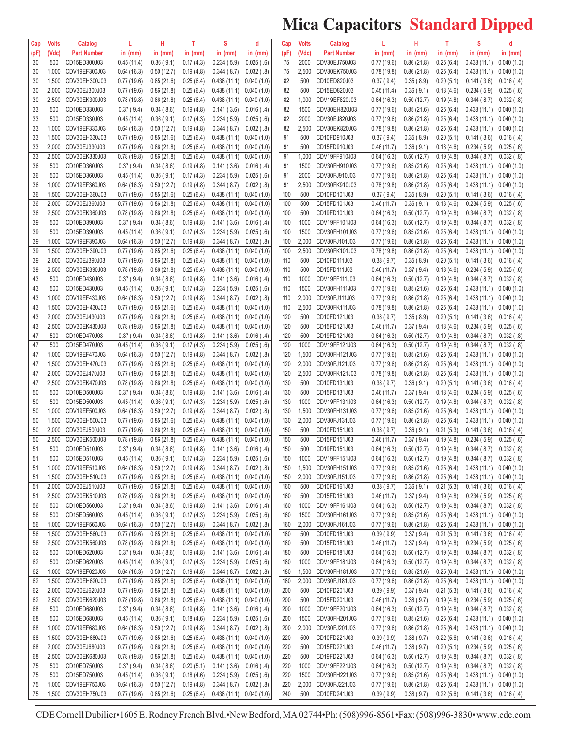# Mica Capacitors Standard Dipped

| Cap (pF) | Volts (Vdc) | Catalog Part Number | L in (mm) | H in (mm) | T in (mm) | S in (mm) | d in (mm) |
|---|---|---|---|---|---|---|---|
| 30 | 500 | CD15ED300J03 | 0.45 (11.4) | 0.36 ( 9.1) | 0.17 (4.3) | 0.234 ( 5.9) | 0.025 ( .6) |
| 30 | 1,000 | CDV19EF300J03 | 0.64 (16.3) | 0.50 (12.7) | 0.19 (4.8) | 0.344 ( 8.7) | 0.032 ( .8) |
| 30 | 1,500 | CDV30EH300J03 | 0.77 (19.6) | 0.85 (21.6) | 0.25 (6.4) | 0.438 (11.1) | 0.040 (1.0) |
| 30 | 2,000 | CDV30EJ300J03 | 0.77 (19.6) | 0.86 (21.8) | 0.25 (6.4) | 0.438 (11.1) | 0.040 (1.0) |
| 30 | 2,500 | CDV30EK300J03 | 0.78 (19.8) | 0.86 (21.8) | 0.25 (6.4) | 0.438 (11.1) | 0.040 (1.0) |
| 33 | 500 | CD10ED330J03 | 0.37 ( 9.4) | 0.34 ( 8.6) | 0.19 (4.8) | 0.141 ( 3.6) | 0.016 ( .4) |
| 33 | 500 | CD15ED330J03 | 0.45 (11.4) | 0.36 ( 9.1) | 0.17 (4.3) | 0.234 ( 5.9) | 0.025 ( .6) |
| 33 | 1,000 | CDV19EF330J03 | 0.64 (16.3) | 0.50 (12.7) | 0.19 (4.8) | 0.344 ( 8.7) | 0.032 ( .8) |
| 33 | 1,500 | CDV30EH330J03 | 0.77 (19.6) | 0.85 (21.6) | 0.25 (6.4) | 0.438 (11.1) | 0.040 (1.0) |
| 33 | 2,000 | CDV30EJ330J03 | 0.77 (19.6) | 0.86 (21.8) | 0.25 (6.4) | 0.438 (11.1) | 0.040 (1.0) |
| 33 | 2,500 | CDV30EK330J03 | 0.78 (19.8) | 0.86 (21.8) | 0.25 (6.4) | 0.438 (11.1) | 0.040 (1.0) |
| 36 | 500 | CD10ED360J03 | 0.37 ( 9.4) | 0.34 ( 8.6) | 0.19 (4.8) | 0.141 ( 3.6) | 0.016 ( .4) |
| 36 | 500 | CD15ED360J03 | 0.45 (11.4) | 0.36 ( 9.1) | 0.17 (4.3) | 0.234 ( 5.9) | 0.025 ( .6) |
| 36 | 1,000 | CDV19EF360J03 | 0.64 (16.3) | 0.50 (12.7) | 0.19 (4.8) | 0.344 ( 8.7) | 0.032 ( .8) |
| 36 | 1,500 | CDV30EH360J03 | 0.77 (19.6) | 0.85 (21.6) | 0.25 (6.4) | 0.438 (11.1) | 0.040 (1.0) |
| 36 | 2,000 | CDV30EJ360J03 | 0.77 (19.6) | 0.86 (21.8) | 0.25 (6.4) | 0.438 (11.1) | 0.040 (1.0) |
| 36 | 2,500 | CDV30EK360J03 | 0.78 (19.8) | 0.86 (21.8) | 0.25 (6.4) | 0.438 (11.1) | 0.040 (1.0) |
| 39 | 500 | CD10ED390J03 | 0.37 ( 9.4) | 0.34 ( 8.6) | 0.19 (4.8) | 0.141 ( 3.6) | 0.016 ( .4) |
| 39 | 500 | CD15ED390J03 | 0.45 (11.4) | 0.36 ( 9.1) | 0.17 (4.3) | 0.234 ( 5.9) | 0.025 ( .6) |
| 39 | 1,000 | CDV19EF390J03 | 0.64 (16.3) | 0.50 (12.7) | 0.19 (4.8) | 0.344 ( 8.7) | 0.032 ( .8) |
| 39 | 1,500 | CDV30EH390J03 | 0.77 (19.6) | 0.85 (21.6) | 0.25 (6.4) | 0.438 (11.1) | 0.040 (1.0) |
| 39 | 2,000 | CDV30EJ390J03 | 0.77 (19.6) | 0.86 (21.8) | 0.25 (6.4) | 0.438 (11.1) | 0.040 (1.0) |
| 39 | 2,500 | CDV30EK390J03 | 0.78 (19.8) | 0.86 (21.8) | 0.25 (6.4) | 0.438 (11.1) | 0.040 (1.0) |
| 43 | 500 | CD10ED430J03 | 0.37 ( 9.4) | 0.34 ( 8.6) | 0.19 (4.8) | 0.141 ( 3.6) | 0.016 ( .4) |
| 43 | 500 | CD15ED430J03 | 0.45 (11.4) | 0.36 ( 9.1) | 0.17 (4.3) | 0.234 ( 5.9) | 0.025 ( .6) |
| 43 | 1,000 | CDV19EF430J03 | 0.64 (16.3) | 0.50 (12.7) | 0.19 (4.8) | 0.344 ( 8.7) | 0.032 ( .8) |
| 43 | 1,500 | CDV30EH430J03 | 0.77 (19.6) | 0.85 (21.6) | 0.25 (6.4) | 0.438 (11.1) | 0.040 (1.0) |
| 43 | 2,000 | CDV30EJ430J03 | 0.77 (19.6) | 0.86 (21.8) | 0.25 (6.4) | 0.438 (11.1) | 0.040 (1.0) |
| 43 | 2,500 | CDV30EK430J03 | 0.78 (19.8) | 0.86 (21.8) | 0.25 (6.4) | 0.438 (11.1) | 0.040 (1.0) |
| 47 | 500 | CD10ED470J03 | 0.37 ( 9.4) | 0.34 ( 8.6) | 0.19 (4.8) | 0.141 ( 3.6) | 0.016 ( .4) |
| 47 | 500 | CD15ED470J03 | 0.45 (11.4) | 0.36 ( 9.1) | 0.17 (4.3) | 0.234 ( 5.9) | 0.025 ( .6) |
| 47 | 1,000 | CDV19EF470J03 | 0.64 (16.3) | 0.50 (12.7) | 0.19 (4.8) | 0.344 ( 8.7) | 0.032 ( .8) |
| 47 | 1,500 | CDV30EH470J03 | 0.77 (19.6) | 0.85 (21.6) | 0.25 (6.4) | 0.438 (11.1) | 0.040 (1.0) |
| 47 | 2,000 | CDV30EJ470J03 | 0.77 (19.6) | 0.86 (21.8) | 0.25 (6.4) | 0.438 (11.1) | 0.040 (1.0) |
| 47 | 2,500 | CDV30EK470J03 | 0.78 (19.8) | 0.86 (21.8) | 0.25 (6.4) | 0.438 (11.1) | 0.040 (1.0) |
| 50 | 500 | CD10ED500J03 | 0.37 ( 9.4) | 0.34 ( 8.6) | 0.19 (4.8) | 0.141 ( 3.6) | 0.016 ( .4) |
| 50 | 500 | CD15ED500J03 | 0.45 (11.4) | 0.36 ( 9.1) | 0.17 (4.3) | 0.234 ( 5.9) | 0.025 ( .6) |
| 50 | 1,000 | CDV19EF500J03 | 0.64 (16.3) | 0.50 (12.7) | 0.19 (4.8) | 0.344 ( 8.7) | 0.032 ( .8) |
| 50 | 1,500 | CDV30EH500J03 | 0.77 (19.6) | 0.85 (21.6) | 0.25 (6.4) | 0.438 (11.1) | 0.040 (1.0) |
| 50 | 2,000 | CDV30EJ500J03 | 0.77 (19.6) | 0.86 (21.8) | 0.25 (6.4) | 0.438 (11.1) | 0.040 (1.0) |
| 50 | 2,500 | CDV30EK500J03 | 0.78 (19.8) | 0.86 (21.8) | 0.25 (6.4) | 0.438 (11.1) | 0.040 (1.0) |
| 51 | 500 | CD10ED510J03 | 0.37 ( 9.4) | 0.34 ( 8.6) | 0.19 (4.8) | 0.141 ( 3.6) | 0.016 ( .4) |
| 51 | 500 | CD15ED510J03 | 0.45 (11.4) | 0.36 ( 9.1) | 0.17 (4.3) | 0.234 ( 5.9) | 0.025 ( .6) |
| 51 | 1,000 | CDV19EF510J03 | 0.64 (16.3) | 0.50 (12.7) | 0.19 (4.8) | 0.344 ( 8.7) | 0.032 ( .8) |
| 51 | 1,500 | CDV30EH510J03 | 0.77 (19.6) | 0.85 (21.6) | 0.25 (6.4) | 0.438 (11.1) | 0.040 (1.0) |
| 51 | 2,000 | CDV30EJ510J03 | 0.77 (19.6) | 0.86 (21.8) | 0.25 (6.4) | 0.438 (11.1) | 0.040 (1.0) |
| 51 | 2,500 | CDV30EK510J03 | 0.78 (19.8) | 0.86 (21.8) | 0.25 (6.4) | 0.438 (11.1) | 0.040 (1.0) |
| 56 | 500 | CD10ED560J03 | 0.37 ( 9.4) | 0.34 ( 8.6) | 0.19 (4.8) | 0.141 ( 3.6) | 0.016 ( .4) |
| 56 | 500 | CD15ED560J03 | 0.45 (11.4) | 0.36 ( 9.1) | 0.17 (4.3) | 0.234 ( 5.9) | 0.025 ( .6) |
| 56 | 1,000 | CDV19EF560J03 | 0.64 (16.3) | 0.50 (12.7) | 0.19 (4.8) | 0.344 ( 8.7) | 0.032 ( .8) |
| 56 | 1,500 | CDV30EH560J03 | 0.77 (19.6) | 0.85 (21.6) | 0.25 (6.4) | 0.438 (11.1) | 0.040 (1.0) |
| 56 | 2,500 | CDV30EK560J03 | 0.78 (19.8) | 0.86 (21.8) | 0.25 (6.4) | 0.438 (11.1) | 0.040 (1.0) |
| 62 | 500 | CD10ED620J03 | 0.37 ( 9.4) | 0.34 ( 8.6) | 0.19 (4.8) | 0.141 ( 3.6) | 0.016 ( .4) |
| 62 | 500 | CD15ED620J03 | 0.45 (11.4) | 0.36 ( 9.1) | 0.17 (4.3) | 0.234 ( 5.9) | 0.025 ( .6) |
| 62 | 1,000 | CDV19EF620J03 | 0.64 (16.3) | 0.50 (12.7) | 0.19 (4.8) | 0.344 ( 8.7) | 0.032 ( .8) |
| 62 | 1,500 | CDV30EH620J03 | 0.77 (19.6) | 0.85 (21.6) | 0.25 (6.4) | 0.438 (11.1) | 0.040 (1.0) |
| 62 | 2,000 | CDV30EJ620J03 | 0.77 (19.6) | 0.86 (21.8) | 0.25 (6.4) | 0.438 (11.1) | 0.040 (1.0) |
| 62 | 2,500 | CDV30EK620J03 | 0.78 (19.8) | 0.86 (21.8) | 0.25 (6.4) | 0.438 (11.1) | 0.040 (1.0) |
| 68 | 500 | CD10ED680J03 | 0.37 ( 9.4) | 0.34 ( 8.6) | 0.19 (4.8) | 0.141 ( 3.6) | 0.016 ( .4) |
| 68 | 500 | CD15ED680J03 | 0.45 (11.4) | 0.36 ( 9.1) | 0.18 (4.6) | 0.234 ( 5.9) | 0.025 ( .6) |
| 68 | 1,000 | CDV19EF680J03 | 0.64 (16.3) | 0.50 (12.7) | 0.19 (4.8) | 0.344 ( 8.7) | 0.032 ( .8) |
| 68 | 1,500 | CDV30EH680J03 | 0.77 (19.6) | 0.85 (21.6) | 0.25 (6.4) | 0.438 (11.1) | 0.040 (1.0) |
| 68 | 2,000 | CDV30EJ680J03 | 0.77 (19.6) | 0.86 (21.8) | 0.25 (6.4) | 0.438 (11.1) | 0.040 (1.0) |
| 68 | 2,500 | CDV30EK680J03 | 0.78 (19.8) | 0.86 (21.8) | 0.25 (6.4) | 0.438 (11.1) | 0.040 (1.0) |
| 75 | 500 | CD10ED750J03 | 0.37 ( 9.4) | 0.34 ( 8.6) | 0.20 (5.1) | 0.141 ( 3.6) | 0.016 ( .4) |
| 75 | 500 | CD15ED750J03 | 0.45 (11.4) | 0.36 ( 9.1) | 0.18 (4.6) | 0.234 ( 5.9) | 0.025 ( .6) |
| 75 | 1,000 | CDV19EF750J03 | 0.64 (16.3) | 0.50 (12.7) | 0.19 (4.8) | 0.344 ( 8.7) | 0.032 ( .8) |
| 75 | 1,500 | CDV30EH750J03 | 0.77 (19.6) | 0.85 (21.6) | 0.25 (6.4) | 0.438 (11.1) | 0.040 (1.0) |
| 75 | 2000 | CDV30EJ750J03 | 0.77 (19.6) | 0.86 (21.8) | 0.25 (6.4) | 0.438 (11.1) | 0.040 (1.0) |
| 75 | 2,500 | CDV30EK750J03 | 0.78 (19.8) | 0.86 (21.8) | 0.25 (6.4) | 0.438 (11.1) | 0.040 (1.0) |
| 82 | 500 | CD10ED820J03 | 0.37 ( 9.4) | 0.35 ( 8.9) | 0.20 (5.1) | 0.141 ( 3.6) | 0.016 ( .4) |
| 82 | 500 | CD15ED820J03 | 0.45 (11.4) | 0.36 ( 9.1) | 0.18 (4.6) | 0.234 ( 5.9) | 0.025 ( .6) |
| 82 | 1,000 | CDV19EF820J03 | 0.64 (16.3) | 0.50 (12.7) | 0.19 (4.8) | 0.344 ( 8.7) | 0.032 ( .8) |
| 82 | 1500 | CDV30EH820J03 | 0.77 (19.6) | 0.85 (21.6) | 0.25 (6.4) | 0.438 (11.1) | 0.040 (1.0) |
| 82 | 2000 | CDV30EJ820J03 | 0.77 (19.6) | 0.86 (21.8) | 0.25 (6.4) | 0.438 (11.1) | 0.040 (1.0) |
| 82 | 2,500 | CDV30EK820J03 | 0.78 (19.8) | 0.86 (21.8) | 0.25 (6.4) | 0.438 (11.1) | 0.040 (1.0) |
| 91 | 500 | CD10FD910J03 | 0.37 ( 9.4) | 0.35 ( 8.9) | 0.20 (5.1) | 0.141 ( 3.6) | 0.016 ( .4) |
| 91 | 500 | CD15FD910J03 | 0.46 (11.7) | 0.36 ( 9.1) | 0.18 (4.6) | 0.234 ( 5.9) | 0.025 ( .6) |
| 91 | 1,000 | CDV19FF910J03 | 0.64 (16.3) | 0.50 (12.7) | 0.19 (4.8) | 0.344 ( 8.7) | 0.032 ( .8) |
| 91 | 1500 | CDV30FH910J03 | 0.77 (19.6) | 0.85 (21.6) | 0.25 (6.4) | 0.438 (11.1) | 0.040 (1.0) |
| 91 | 2000 | CDV30FJ910J03 | 0.77 (19.6) | 0.86 (21.8) | 0.25 (6.4) | 0.438 (11.1) | 0.040 (1.0) |
| 91 | 2,500 | CDV30FK910J03 | 0.78 (19.8) | 0.86 (21.8) | 0.25 (6.4) | 0.438 (11.1) | 0.040 (1.0) |
| 100 | 500 | CD10FD101J03 | 0.37 ( 9.4) | 0.35 ( 8.9) | 0.20 (5.1) | 0.141 ( 3.6) | 0.016 ( .4) |
| 100 | 500 | CD15FD101J03 | 0.46 (11.7) | 0.36 ( 9.1) | 0.18 (4.6) | 0.234 ( 5.9) | 0.025 ( .6) |
| 100 | 500 | CD19FD101J03 | 0.64 (16.3) | 0.50 (12.7) | 0.19 (4.8) | 0.344 ( 8.7) | 0.032 ( .8) |
| 100 | 1000 | CDV19FF101J03 | 0.64 (16.3) | 0.50 (12.7) | 0.19 (4.8) | 0.344 ( 8.7) | 0.032 ( .8) |
| 100 | 1500 | CDV30FH101J03 | 0.77 (19.6) | 0.85 (21.6) | 0.25 (6.4) | 0.438 (11.1) | 0.040 (1.0) |
| 100 | 2,000 | CDV30FJ101J03 | 0.77 (19.6) | 0.86 (21.8) | 0.25 (6.4) | 0.438 (11.1) | 0.040 (1.0) |
| 100 | 2,500 | CDV30FK101J03 | 0.78 (19.8) | 0.86 (21.8) | 0.25 (6.4) | 0.438 (11.1) | 0.040 (1.0) |
| 110 | 500 | CD10FD111J03 | 0.38 ( 9.7) | 0.35 ( 8.9) | 0.20 (5.1) | 0.141 ( 3.6) | 0.016 ( .4) |
| 110 | 500 | CD15FD111J03 | 0.46 (11.7) | 0.37 ( 9.4) | 0.18 (4.6) | 0.234 ( 5.9) | 0.025 ( .6) |
| 110 | 1000 | CDV19FF111J03 | 0.64 (16.3) | 0.50 (12.7) | 0.19 (4.8) | 0.344 ( 8.7) | 0.032 ( .8) |
| 110 | 1500 | CDV30FH111J03 | 0.77 (19.6) | 0.85 (21.6) | 0.25 (6.4) | 0.438 (11.1) | 0.040 (1.0) |
| 110 | 2,000 | CDV30FJ111J03 | 0.77 (19.6) | 0.86 (21.8) | 0.25 (6.4) | 0.438 (11.1) | 0.040 (1.0) |
| 110 | 2,500 | CDV30FK111J03 | 0.78 (19.8) | 0.86 (21.8) | 0.25 (6.4) | 0.438 (11.1) | 0.040 (1.0) |
| 120 | 500 | CD10FD121J03 | 0.38 ( 9.7) | 0.35 ( 8.9) | 0.20 (5.1) | 0.141 ( 3.6) | 0.016 ( .4) |
| 120 | 500 | CD15FD121J03 | 0.46 (11.7) | 0.37 ( 9.4) | 0.18 (4.6) | 0.234 ( 5.9) | 0.025 ( .6) |
| 120 | 500 | CD19FD121J03 | 0.64 (16.3) | 0.50 (12.7) | 0.19 (4.8) | 0.344 ( 8.7) | 0.032 ( .8) |
| 120 | 1000 | CDV19FF121J03 | 0.64 (16.3) | 0.50 (12.7) | 0.19 (4.8) | 0.344 ( 8.7) | 0.032 ( .8) |
| 120 | 1,500 | CDV30FH121J03 | 0.77 (19.6) | 0.85 (21.6) | 0.25 (6.4) | 0.438 (11.1) | 0.040 (1.0) |
| 120 | 2,000 | CDV30FJ121J03 | 0.77 (19.6) | 0.86 (21.8) | 0.25 (6.4) | 0.438 (11.1) | 0.040 (1.0) |
| 120 | 2,500 | CDV30FK121J03 | 0.78 (19.8) | 0.86 (21.8) | 0.25 (6.4) | 0.438 (11.1) | 0.040 (1.0) |
| 130 | 500 | CD10FD131J03 | 0.38 ( 9.7) | 0.36 ( 9.1) | 0.20 (5.1) | 0.141 ( 3.6) | 0.016 ( .4) |
| 130 | 500 | CD15FD131J03 | 0.46 (11.7) | 0.37 ( 9.4) | 0.18 (4.6) | 0.234 ( 5.9) | 0.025 ( .6) |
| 130 | 1000 | CDV19FF131J03 | 0.64 (16.3) | 0.50 (12.7) | 0.19 (4.8) | 0.344 ( 8.7) | 0.032 ( .8) |
| 130 | 1,500 | CDV30FH131J03 | 0.77 (19.6) | 0.85 (21.6) | 0.25 (6.4) | 0.438 (11.1) | 0.040 (1.0) |
| 130 | 2,000 | CDV30FJ131J03 | 0.77 (19.6) | 0.86 (21.8) | 0.25 (6.4) | 0.438 (11.1) | 0.040 (1.0) |
| 150 | 500 | CD10FD151J03 | 0.38 ( 9.7) | 0.36 ( 9.1) | 0.21 (5.3) | 0.141 ( 3.6) | 0.016 ( .4) |
| 150 | 500 | CD15FD151J03 | 0.46 (11.7) | 0.37 ( 9.4) | 0.19 (4.8) | 0.234 ( 5.9) | 0.025 ( .6) |
| 150 | 500 | CD19FD151J03 | 0.64 (16.3) | 0.50 (12.7) | 0.19 (4.8) | 0.344 ( 8.7) | 0.032 ( .8) |
| 150 | 1000 | CDV19FF151J03 | 0.64 (16.3) | 0.50 (12.7) | 0.19 (4.8) | 0.344 ( 8.7) | 0.032 ( .8) |
| 150 | 1,500 | CDV30FH151J03 | 0.77 (19.6) | 0.85 (21.6) | 0.25 (6.4) | 0.438 (11.1) | 0.040 (1.0) |
| 150 | 2,000 | CDV30FJ151J03 | 0.77 (19.6) | 0.86 (21.8) | 0.25 (6.4) | 0.438 (11.1) | 0.040 (1.0) |
| 160 | 500 | CD10FD161J03 | 0.38 ( 9.7) | 0.36 ( 9.1) | 0.21 (5.3) | 0.141 ( 3.6) | 0.016 ( .4) |
| 160 | 500 | CD15FD161J03 | 0.46 (11.7) | 0.37 ( 9.4) | 0.19 (4.8) | 0.234 ( 5.9) | 0.025 ( .6) |
| 160 | 1000 | CDV19FF161J03 | 0.64 (16.3) | 0.50 (12.7) | 0.19 (4.8) | 0.344 ( 8.7) | 0.032 ( .8) |
| 160 | 1500 | CDV30FH161J03 | 0.77 (19.6) | 0.85 (21.6) | 0.25 (6.4) | 0.438 (11.1) | 0.040 (1.0) |
| 160 | 2,000 | CDV30FJ161J03 | 0.77 (19.6) | 0.86 (21.8) | 0.25 (6.4) | 0.438 (11.1) | 0.040 (1.0) |
| 180 | 500 | CD10FD181J03 | 0.39 ( 9.9) | 0.37 ( 9.4) | 0.21 (5.3) | 0.141 ( 3.6) | 0.016 ( .4) |
| 180 | 500 | CD15FD181J03 | 0.46 (11.7) | 0.37 ( 9.4) | 0.19 (4.8) | 0.234 ( 5.9) | 0.025 ( .6) |
| 180 | 500 | CD19FD181J03 | 0.64 (16.3) | 0.50 (12.7) | 0.19 (4.8) | 0.344 ( 8.7) | 0.032 ( .8) |
| 180 | 1000 | CDV19FF181J03 | 0.64 (16.3) | 0.50 (12.7) | 0.19 (4.8) | 0.344 ( 8.7) | 0.032 ( .8) |
| 180 | 1,500 | CDV30FH181J03 | 0.77 (19.6) | 0.85 (21.6) | 0.25 (6.4) | 0.438 (11.1) | 0.040 (1.0) |
| 180 | 2,000 | CDV30FJ181J03 | 0.77 (19.6) | 0.86 (21.8) | 0.25 (6.4) | 0.438 (11.1) | 0.040 (1.0) |
| 200 | 500 | CD10FD201J03 | 0.39 ( 9.9) | 0.37 ( 9.4) | 0.21 (5.3) | 0.141 ( 3.6) | 0.016 ( .4) |
| 200 | 500 | CD15FD201J03 | 0.46 (11.7) | 0.38 ( 9.7) | 0.19 (4.8) | 0.234 ( 5.9) | 0.025 ( .6) |
| 200 | 1000 | CDV19FF201J03 | 0.64 (16.3) | 0.50 (12.7) | 0.19 (4.8) | 0.344 ( 8.7) | 0.032 ( .8) |
| 200 | 1500 | CDV30FH201J03 | 0.77 (19.6) | 0.85 (21.6) | 0.25 (6.4) | 0.438 (11.1) | 0.040 (1.0) |
| 200 | 2,000 | CDV30FJ201J03 | 0.77 (19.6) | 0.86 (21.8) | 0.25 (6.4) | 0.438 (11.1) | 0.040 (1.0) |
| 220 | 500 | CD10FD221J03 | 0.39 ( 9.9) | 0.38 ( 9.7) | 0.22 (5.6) | 0.141 ( 3.6) | 0.016 ( .4) |
| 220 | 500 | CD15FD221J03 | 0.46 (11.7) | 0.38 ( 9.7) | 0.20 (5.1) | 0.234 ( 5.9) | 0.025 ( .6) |
| 220 | 500 | CD19FD221J03 | 0.64 (16.3) | 0.50 (12.7) | 0.19 (4.8) | 0.344 ( 8.7) | 0.032 ( .8) |
| 220 | 1000 | CDV19FF221J03 | 0.64 (16.3) | 0.50 (12.7) | 0.19 (4.8) | 0.344 ( 8.7) | 0.032 ( .8) |
| 220 | 1500 | CDV30FH221J03 | 0.77 (19.6) | 0.85 (21.6) | 0.25 (6.4) | 0.438 (11.1) | 0.040 (1.0) |
| 220 | 2,000 | CDV30FJ221J03 | 0.77 (19.6) | 0.86 (21.8) | 0.25 (6.4) | 0.438 (11.1) | 0.040 (1.0) |
| 240 | 500 | CD10FD241J03 | 0.39 ( 9.9) | 0.38 ( 9.7) | 0.22 (5.6) | 0.141 ( 3.6) | 0.016 ( .4) |

CDE Cornell Dubilier•1605 E. Rodney French Blvd.•New Bedford, MA 02744•Ph: (508)996-8561•Fax: (508)996-3830• www.cde.com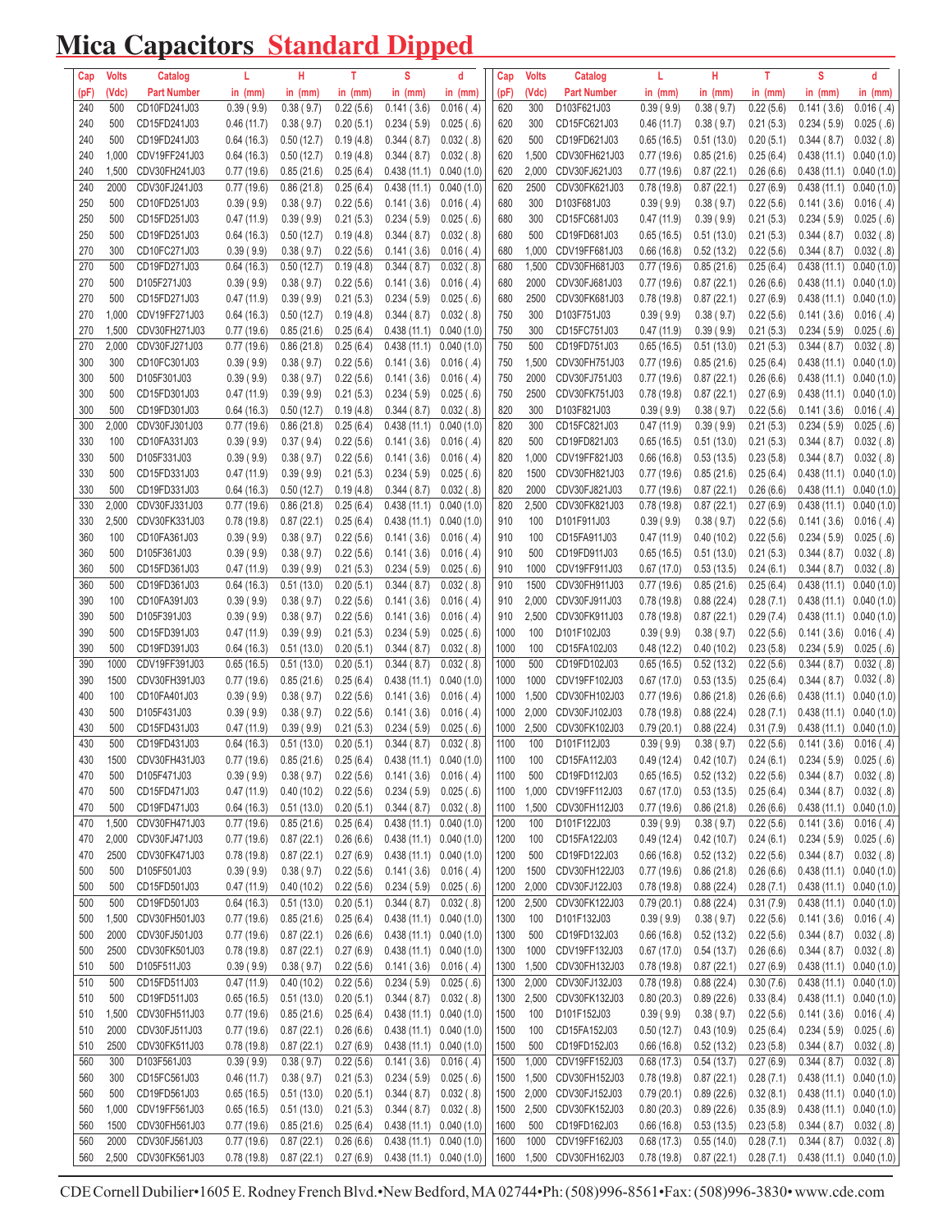# Mica Capacitors Standard Dipped

| Cap (pF) | Volts (Vdc) | Catalog Part Number | L in (mm) | H in (mm) | T in (mm) | S in (mm) | d in (mm) |
|---|---|---|---|---|---|---|---|
| 240 | 500 | CD10FD241J03 | 0.39 (9.9) | 0.38 (9.7) | 0.22 (5.6) | 0.141 (3.6) | 0.016 (.4) |
| 240 | 500 | CD15FD241J03 | 0.46 (11.7) | 0.38 (9.7) | 0.20 (5.1) | 0.234 (5.9) | 0.025 (.6) |
| 240 | 500 | CD19FD241J03 | 0.64 (16.3) | 0.50 (12.7) | 0.19 (4.8) | 0.344 (8.7) | 0.032 (.8) |
| 240 | 1,000 | CDV19FF241J03 | 0.64 (16.3) | 0.50 (12.7) | 0.19 (4.8) | 0.344 (8.7) | 0.032 (.8) |
| 240 | 1,500 | CDV30FH241J03 | 0.77 (19.6) | 0.85 (21.6) | 0.25 (6.4) | 0.438 (11.1) | 0.040 (1.0) |
| 240 | 2000 | CDV30FJ241J03 | 0.77 (19.6) | 0.86 (21.8) | 0.25 (6.4) | 0.438 (11.1) | 0.040 (1.0) |
| 250 | 500 | CD10FD251J03 | 0.39 (9.9) | 0.38 (9.7) | 0.22 (5.6) | 0.141 (3.6) | 0.016 (.4) |
| 250 | 500 | CD15FD251J03 | 0.47 (11.9) | 0.39 (9.9) | 0.21 (5.3) | 0.234 (5.9) | 0.025 (.6) |
| 250 | 500 | CD19FD251J03 | 0.64 (16.3) | 0.50 (12.7) | 0.19 (4.8) | 0.344 (8.7) | 0.032 (.8) |
| 270 | 300 | CD10FC271J03 | 0.39 (9.9) | 0.38 (9.7) | 0.22 (5.6) | 0.141 (3.6) | 0.016 (.4) |
| 270 | 500 | CD19FD271J03 | 0.64 (16.3) | 0.50 (12.7) | 0.19 (4.8) | 0.344 (8.7) | 0.032 (.8) |
| 270 | 500 | D105F271J03 | 0.39 (9.9) | 0.38 (9.7) | 0.22 (5.6) | 0.141 (3.6) | 0.016 (.4) |
| 270 | 500 | CD15FD271J03 | 0.47 (11.9) | 0.39 (9.9) | 0.21 (5.3) | 0.234 (5.9) | 0.025 (.6) |
| 270 | 1,000 | CDV19FF271J03 | 0.64 (16.3) | 0.50 (12.7) | 0.19 (4.8) | 0.344 (8.7) | 0.032 (.8) |
| 270 | 1,500 | CDV30FH271J03 | 0.77 (19.6) | 0.85 (21.6) | 0.25 (6.4) | 0.438 (11.1) | 0.040 (1.0) |
| 270 | 2,000 | CDV30FJ271J03 | 0.77 (19.6) | 0.86 (21.8) | 0.25 (6.4) | 0.438 (11.1) | 0.040 (1.0) |
| 300 | 300 | CD10FC301J03 | 0.39 (9.9) | 0.38 (9.7) | 0.22 (5.6) | 0.141 (3.6) | 0.016 (.4) |
| 300 | 500 | D105F301J03 | 0.39 (9.9) | 0.38 (9.7) | 0.22 (5.6) | 0.141 (3.6) | 0.016 (.4) |
| 300 | 500 | CD15FD301J03 | 0.47 (11.9) | 0.39 (9.9) | 0.21 (5.3) | 0.234 (5.9) | 0.025 (.6) |
| 300 | 500 | CD19FD301J03 | 0.64 (16.3) | 0.50 (12.7) | 0.19 (4.8) | 0.344 (8.7) | 0.032 (.8) |
| 300 | 2,000 | CDV30FJ301J03 | 0.77 (19.6) | 0.86 (21.8) | 0.25 (6.4) | 0.438 (11.1) | 0.040 (1.0) |
| 330 | 100 | CD10FA331J03 | 0.39 (9.9) | 0.37 (9.4) | 0.22 (5.6) | 0.141 (3.6) | 0.016 (.4) |
| 330 | 500 | D105F331J03 | 0.39 (9.9) | 0.38 (9.7) | 0.22 (5.6) | 0.141 (3.6) | 0.016 (.4) |
| 330 | 500 | CD15FD331J03 | 0.47 (11.9) | 0.39 (9.9) | 0.21 (5.3) | 0.234 (5.9) | 0.025 (.6) |
| 330 | 500 | CD19FD331J03 | 0.64 (16.3) | 0.50 (12.7) | 0.19 (4.8) | 0.344 (8.7) | 0.032 (.8) |
| 330 | 2,000 | CDV30FJ331J03 | 0.77 (19.6) | 0.86 (21.8) | 0.25 (6.4) | 0.438 (11.1) | 0.040 (1.0) |
| 330 | 2,500 | CDV30FK331J03 | 0.78 (19.8) | 0.87 (22.1) | 0.25 (6.4) | 0.438 (11.1) | 0.040 (1.0) |
| 360 | 100 | CD10FA361J03 | 0.39 (9.9) | 0.38 (9.7) | 0.22 (5.6) | 0.141 (3.6) | 0.016 (.4) |
| 360 | 500 | D105F361J03 | 0.39 (9.9) | 0.38 (9.7) | 0.22 (5.6) | 0.141 (3.6) | 0.016 (.4) |
| 360 | 500 | CD15FD361J03 | 0.47 (11.9) | 0.39 (9.9) | 0.21 (5.3) | 0.234 (5.9) | 0.025 (.6) |
| 360 | 500 | CD19FD361J03 | 0.64 (16.3) | 0.51 (13.0) | 0.20 (5.1) | 0.344 (8.7) | 0.032 (.8) |
| 390 | 100 | CD10FA391J03 | 0.39 (9.9) | 0.38 (9.7) | 0.22 (5.6) | 0.141 (3.6) | 0.016 (.4) |
| 390 | 500 | D105F391J03 | 0.39 (9.9) | 0.38 (9.7) | 0.22 (5.6) | 0.141 (3.6) | 0.016 (.4) |
| 390 | 500 | CD15FD391J03 | 0.47 (11.9) | 0.39 (9.9) | 0.21 (5.3) | 0.234 (5.9) | 0.025 (.6) |
| 390 | 500 | CD19FD391J03 | 0.64 (16.3) | 0.51 (13.0) | 0.20 (5.1) | 0.344 (8.7) | 0.032 (.8) |
| 390 | 1000 | CDV19FF391J03 | 0.65 (16.5) | 0.51 (13.0) | 0.20 (5.1) | 0.344 (8.7) | 0.032 (.8) |
| 390 | 1500 | CDV30FH391J03 | 0.77 (19.6) | 0.85 (21.6) | 0.25 (6.4) | 0.438 (11.1) | 0.040 (1.0) |
| 400 | 100 | CD10FA401J03 | 0.39 (9.9) | 0.38 (9.7) | 0.22 (5.6) | 0.141 (3.6) | 0.016 (.4) |
| 430 | 500 | D105F431J03 | 0.39 (9.9) | 0.38 (9.7) | 0.22 (5.6) | 0.141 (3.6) | 0.016 (.4) |
| 430 | 500 | CD15FD431J03 | 0.47 (11.9) | 0.39 (9.9) | 0.21 (5.3) | 0.234 (5.9) | 0.025 (.6) |
| 430 | 500 | CD19FD431J03 | 0.64 (16.3) | 0.51 (13.0) | 0.20 (5.1) | 0.344 (8.7) | 0.032 (.8) |
| 430 | 1500 | CDV30FH431J03 | 0.77 (19.6) | 0.85 (21.6) | 0.25 (6.4) | 0.438 (11.1) | 0.040 (1.0) |
| 470 | 500 | D105F471J03 | 0.39 (9.9) | 0.38 (9.7) | 0.22 (5.6) | 0.141 (3.6) | 0.016 (.4) |
| 470 | 500 | CD15FD471J03 | 0.47 (11.9) | 0.40 (10.2) | 0.22 (5.6) | 0.234 (5.9) | 0.025 (.6) |
| 470 | 500 | CD19FD471J03 | 0.64 (16.3) | 0.51 (13.0) | 0.20 (5.1) | 0.344 (8.7) | 0.032 (.8) |
| 470 | 1,500 | CDV30FH471J03 | 0.77 (19.6) | 0.85 (21.6) | 0.25 (6.4) | 0.438 (11.1) | 0.040 (1.0) |
| 470 | 2,000 | CDV30FJ471J03 | 0.77 (19.6) | 0.87 (22.1) | 0.26 (6.6) | 0.438 (11.1) | 0.040 (1.0) |
| 470 | 2500 | CDV30FK471J03 | 0.78 (19.8) | 0.87 (22.1) | 0.27 (6.9) | 0.438 (11.1) | 0.040 (1.0) |
| 500 | 500 | D105F501J03 | 0.39 (9.9) | 0.38 (9.7) | 0.22 (5.6) | 0.141 (3.6) | 0.016 (.4) |
| 500 | 500 | CD15FD501J03 | 0.47 (11.9) | 0.40 (10.2) | 0.22 (5.6) | 0.234 (5.9) | 0.025 (.6) |
| 500 | 500 | CD19FD501J03 | 0.64 (16.3) | 0.51 (13.0) | 0.20 (5.1) | 0.344 (8.7) | 0.032 (.8) |
| 500 | 1,500 | CDV30FH501J03 | 0.77 (19.6) | 0.85 (21.6) | 0.25 (6.4) | 0.438 (11.1) | 0.040 (1.0) |
| 500 | 2000 | CDV30FJ501J03 | 0.77 (19.6) | 0.87 (22.1) | 0.26 (6.6) | 0.438 (11.1) | 0.040 (1.0) |
| 500 | 2500 | CDV30FK501J03 | 0.78 (19.8) | 0.87 (22.1) | 0.27 (6.9) | 0.438 (11.1) | 0.040 (1.0) |
| 510 | 500 | D105F511J03 | 0.39 (9.9) | 0.38 (9.7) | 0.22 (5.6) | 0.141 (3.6) | 0.016 (.4) |
| 510 | 500 | CD15FD511J03 | 0.47 (11.9) | 0.40 (10.2) | 0.22 (5.6) | 0.234 (5.9) | 0.025 (.6) |
| 510 | 500 | CD19FD511J03 | 0.65 (16.5) | 0.51 (13.0) | 0.20 (5.1) | 0.344 (8.7) | 0.032 (.8) |
| 510 | 1,500 | CDV30FH511J03 | 0.77 (19.6) | 0.85 (21.6) | 0.25 (6.4) | 0.438 (11.1) | 0.040 (1.0) |
| 510 | 2000 | CDV30FJ511J03 | 0.77 (19.6) | 0.87 (22.1) | 0.26 (6.6) | 0.438 (11.1) | 0.040 (1.0) |
| 510 | 2500 | CDV30FK511J03 | 0.78 (19.8) | 0.87 (22.1) | 0.27 (6.9) | 0.438 (11.1) | 0.040 (1.0) |
| 560 | 300 | D103F561J03 | 0.39 (9.9) | 0.38 (9.7) | 0.22 (5.6) | 0.141 (3.6) | 0.016 (.4) |
| 560 | 300 | CD15FC561J03 | 0.46 (11.7) | 0.38 (9.7) | 0.21 (5.3) | 0.234 (5.9) | 0.025 (.6) |
| 560 | 500 | CD19FD561J03 | 0.65 (16.5) | 0.51 (13.0) | 0.20 (5.1) | 0.344 (8.7) | 0.032 (.8) |
| 560 | 1,000 | CDV19FF561J03 | 0.65 (16.5) | 0.51 (13.0) | 0.21 (5.3) | 0.344 (8.7) | 0.032 (.8) |
| 560 | 1500 | CDV30FH561J03 | 0.77 (19.6) | 0.85 (21.6) | 0.25 (6.4) | 0.438 (11.1) | 0.040 (1.0) |
| 560 | 2000 | CDV30FJ561J03 | 0.77 (19.6) | 0.87 (22.1) | 0.26 (6.6) | 0.438 (11.1) | 0.040 (1.0) |
| 560 | 2,500 | CDV30FK561J03 | 0.78 (19.8) | 0.87 (22.1) | 0.27 (6.9) | 0.438 (11.1) | 0.040 (1.0) |
| 620 | 300 | D103F621J03 | 0.39 (9.9) | 0.38 (9.7) | 0.22 (5.6) | 0.141 (3.6) | 0.016 (.4) |
| 620 | 300 | CD15FC621J03 | 0.46 (11.7) | 0.38 (9.7) | 0.21 (5.3) | 0.234 (5.9) | 0.025 (.6) |
| 620 | 500 | CD19FD621J03 | 0.65 (16.5) | 0.51 (13.0) | 0.20 (5.1) | 0.344 (8.7) | 0.032 (.8) |
| 620 | 1,500 | CDV30FH621J03 | 0.77 (19.6) | 0.85 (21.6) | 0.25 (6.4) | 0.438 (11.1) | 0.040 (1.0) |
| 620 | 2,000 | CDV30FJ621J03 | 0.77 (19.6) | 0.87 (22.1) | 0.26 (6.6) | 0.438 (11.1) | 0.040 (1.0) |
| 620 | 2500 | CDV30FK621J03 | 0.78 (19.8) | 0.87 (22.1) | 0.27 (6.9) | 0.438 (11.1) | 0.040 (1.0) |
| 680 | 300 | D103F681J03 | 0.39 (9.9) | 0.38 (9.7) | 0.22 (5.6) | 0.141 (3.6) | 0.016 (.4) |
| 680 | 300 | CD15FC681J03 | 0.47 (11.9) | 0.39 (9.9) | 0.21 (5.3) | 0.234 (5.9) | 0.025 (.6) |
| 680 | 500 | CD19FD681J03 | 0.65 (16.5) | 0.51 (13.0) | 0.21 (5.3) | 0.344 (8.7) | 0.032 (.8) |
| 680 | 1,000 | CDV19FF681J03 | 0.66 (16.8) | 0.52 (13.2) | 0.22 (5.6) | 0.344 (8.7) | 0.032 (.8) |
| 680 | 1,500 | CDV30FH681J03 | 0.77 (19.6) | 0.85 (21.6) | 0.25 (6.4) | 0.438 (11.1) | 0.040 (1.0) |
| 680 | 2000 | CDV30FJ681J03 | 0.77 (19.6) | 0.87 (22.1) | 0.26 (6.6) | 0.438 (11.1) | 0.040 (1.0) |
| 680 | 2500 | CDV30FK681J03 | 0.78 (19.8) | 0.87 (22.1) | 0.27 (6.9) | 0.438 (11.1) | 0.040 (1.0) |
| 750 | 300 | D103F751J03 | 0.39 (9.9) | 0.38 (9.7) | 0.22 (5.6) | 0.141 (3.6) | 0.016 (.4) |
| 750 | 300 | CD15FC751J03 | 0.47 (11.9) | 0.39 (9.9) | 0.21 (5.3) | 0.234 (5.9) | 0.025 (.6) |
| 750 | 500 | CD19FD751J03 | 0.65 (16.5) | 0.51 (13.0) | 0.21 (5.3) | 0.344 (8.7) | 0.032 (.8) |
| 750 | 1,500 | CDV30FH751J03 | 0.77 (19.6) | 0.85 (21.6) | 0.25 (6.4) | 0.438 (11.1) | 0.040 (1.0) |
| 750 | 2000 | CDV30FJ751J03 | 0.77 (19.6) | 0.87 (22.1) | 0.26 (6.6) | 0.438 (11.1) | 0.040 (1.0) |
| 750 | 2500 | CDV30FK751J03 | 0.78 (19.8) | 0.87 (22.1) | 0.27 (6.9) | 0.438 (11.1) | 0.040 (1.0) |
| 820 | 300 | D103F821J03 | 0.39 (9.9) | 0.38 (9.7) | 0.22 (5.6) | 0.141 (3.6) | 0.016 (.4) |
| 820 | 300 | CD15FC821J03 | 0.47 (11.9) | 0.39 (9.9) | 0.21 (5.3) | 0.234 (5.9) | 0.025 (.6) |
| 820 | 500 | CD19FD821J03 | 0.65 (16.5) | 0.51 (13.0) | 0.21 (5.3) | 0.344 (8.7) | 0.032 (.8) |
| 820 | 1,000 | CDV19FF821J03 | 0.66 (16.8) | 0.53 (13.5) | 0.23 (5.8) | 0.344 (8.7) | 0.032 (.8) |
| 820 | 1500 | CDV30FH821J03 | 0.77 (19.6) | 0.85 (21.6) | 0.25 (6.4) | 0.438 (11.1) | 0.040 (1.0) |
| 820 | 2000 | CDV30FJ821J03 | 0.77 (19.6) | 0.87 (22.1) | 0.26 (6.6) | 0.438 (11.1) | 0.040 (1.0) |
| 820 | 2,500 | CDV30FK821J03 | 0.78 (19.8) | 0.87 (22.1) | 0.27 (6.9) | 0.438 (11.1) | 0.040 (1.0) |
| 910 | 100 | D101F911J03 | 0.39 (9.9) | 0.38 (9.7) | 0.22 (5.6) | 0.141 (3.6) | 0.016 (.4) |
| 910 | 100 | CD15FA911J03 | 0.47 (11.9) | 0.40 (10.2) | 0.22 (5.6) | 0.234 (5.9) | 0.025 (.6) |
| 910 | 500 | CD19FD911J03 | 0.65 (16.5) | 0.51 (13.0) | 0.21 (5.3) | 0.344 (8.7) | 0.032 (.8) |
| 910 | 1000 | CDV19FF911J03 | 0.67 (17.0) | 0.53 (13.5) | 0.24 (6.1) | 0.344 (8.7) | 0.032 (.8) |
| 910 | 1500 | CDV30FH911J03 | 0.77 (19.6) | 0.85 (21.6) | 0.25 (6.4) | 0.438 (11.1) | 0.040 (1.0) |
| 910 | 2,000 | CDV30FJ911J03 | 0.78 (19.8) | 0.88 (22.4) | 0.28 (7.1) | 0.438 (11.1) | 0.040 (1.0) |
| 910 | 2,500 | CDV30FK911J03 | 0.78 (19.8) | 0.87 (22.1) | 0.29 (7.4) | 0.438 (11.1) | 0.040 (1.0) |
| 1000 | 100 | D101F102J03 | 0.39 (9.9) | 0.38 (9.7) | 0.22 (5.6) | 0.141 (3.6) | 0.016 (.4) |
| 1000 | 100 | CD15FA102J03 | 0.48 (12.2) | 0.40 (10.2) | 0.23 (5.8) | 0.234 (5.9) | 0.025 (.6) |
| 1000 | 500 | CD19FD102J03 | 0.65 (16.5) | 0.52 (13.2) | 0.22 (5.6) | 0.344 (8.7) | 0.032 (.8) |
| 1000 | 1000 | CDV19FF102J03 | 0.67 (17.0) | 0.53 (13.5) | 0.25 (6.4) | 0.344 (8.7) | 0.032 (.8) |
| 1000 | 1,500 | CDV30FH102J03 | 0.77 (19.6) | 0.86 (21.8) | 0.26 (6.6) | 0.438 (11.1) | 0.040 (1.0) |
| 1000 | 2,000 | CDV30FJ102J03 | 0.78 (19.8) | 0.88 (22.4) | 0.28 (7.1) | 0.438 (11.1) | 0.040 (1.0) |
| 1000 | 2,500 | CDV30FK102J03 | 0.79 (20.1) | 0.88 (22.4) | 0.31 (7.9) | 0.438 (11.1) | 0.040 (1.0) |
| 1100 | 100 | D101F112J03 | 0.39 (9.9) | 0.38 (9.7) | 0.22 (5.6) | 0.141 (3.6) | 0.016 (.4) |
| 1100 | 100 | CD15FA112J03 | 0.49 (12.4) | 0.42 (10.7) | 0.24 (6.1) | 0.234 (5.9) | 0.025 (.6) |
| 1100 | 500 | CD19FD112J03 | 0.65 (16.5) | 0.52 (13.2) | 0.22 (5.6) | 0.344 (8.7) | 0.032 (.8) |
| 1100 | 1,000 | CDV19FF112J03 | 0.67 (17.0) | 0.53 (13.5) | 0.25 (6.4) | 0.344 (8.7) | 0.032 (.8) |
| 1100 | 1,500 | CDV30FH112J03 | 0.77 (19.6) | 0.86 (21.8) | 0.26 (6.6) | 0.438 (11.1) | 0.040 (1.0) |
| 1200 | 100 | D101F122J03 | 0.39 (9.9) | 0.38 (9.7) | 0.22 (5.6) | 0.141 (3.6) | 0.016 (.4) |
| 1200 | 100 | CD15FA122J03 | 0.49 (12.4) | 0.42 (10.7) | 0.24 (6.1) | 0.234 (5.9) | 0.025 (.6) |
| 1200 | 500 | CD19FD122J03 | 0.66 (16.8) | 0.52 (13.2) | 0.22 (5.6) | 0.344 (8.7) | 0.032 (.8) |
| 1200 | 1500 | CDV30FH122J03 | 0.77 (19.6) | 0.86 (21.8) | 0.26 (6.6) | 0.438 (11.1) | 0.040 (1.0) |
| 1200 | 2,000 | CDV30FJ122J03 | 0.78 (19.8) | 0.88 (22.4) | 0.28 (7.1) | 0.438 (11.1) | 0.040 (1.0) |
| 1200 | 2,500 | CDV30FK122J03 | 0.79 (20.1) | 0.88 (22.4) | 0.31 (7.9) | 0.438 (11.1) | 0.040 (1.0) |
| 1300 | 100 | D101F132J03 | 0.39 (9.9) | 0.38 (9.7) | 0.22 (5.6) | 0.141 (3.6) | 0.016 (.4) |
| 1300 | 500 | CD19FD132J03 | 0.66 (16.8) | 0.52 (13.2) | 0.22 (5.6) | 0.344 (8.7) | 0.032 (.8) |
| 1300 | 1000 | CDV19FF132J03 | 0.67 (17.0) | 0.54 (13.7) | 0.26 (6.6) | 0.344 (8.7) | 0.032 (.8) |
| 1300 | 1,500 | CDV30FH132J03 | 0.78 (19.8) | 0.87 (22.1) | 0.27 (6.9) | 0.438 (11.1) | 0.040 (1.0) |
| 1300 | 2,000 | CDV30FJ132J03 | 0.78 (19.8) | 0.88 (22.4) | 0.30 (7.6) | 0.438 (11.1) | 0.040 (1.0) |
| 1300 | 2,500 | CDV30FK132J03 | 0.80 (20.3) | 0.89 (22.6) | 0.33 (8.4) | 0.438 (11.1) | 0.040 (1.0) |
| 1500 | 100 | D101F152J03 | 0.39 (9.9) | 0.38 (9.7) | 0.22 (5.6) | 0.141 (3.6) | 0.016 (.4) |
| 1500 | 100 | CD15FA152J03 | 0.50 (12.7) | 0.43 (10.9) | 0.25 (6.4) | 0.234 (5.9) | 0.025 (.6) |
| 1500 | 500 | CD19FD152J03 | 0.66 (16.8) | 0.52 (13.2) | 0.23 (5.8) | 0.344 (8.7) | 0.032 (.8) |
| 1500 | 1,000 | CDV19FF152J03 | 0.68 (17.3) | 0.54 (13.7) | 0.27 (6.9) | 0.344 (8.7) | 0.032 (.8) |
| 1500 | 1,500 | CDV30FH152J03 | 0.78 (19.8) | 0.87 (22.1) | 0.28 (7.1) | 0.438 (11.1) | 0.040 (1.0) |
| 1500 | 2,000 | CDV30FJ152J03 | 0.79 (20.1) | 0.89 (22.6) | 0.32 (8.1) | 0.438 (11.1) | 0.040 (1.0) |
| 1500 | 2,500 | CDV30FK152J03 | 0.80 (20.3) | 0.89 (22.6) | 0.35 (8.9) | 0.438 (11.1) | 0.040 (1.0) |
| 1600 | 500 | CD19FD162J03 | 0.66 (16.8) | 0.53 (13.5) | 0.23 (5.8) | 0.344 (8.7) | 0.032 (.8) |
| 1600 | 1000 | CDV19FF162J03 | 0.68 (17.3) | 0.55 (14.0) | 0.28 (7.1) | 0.344 (8.7) | 0.032 (.8) |
| 1600 | 1,500 | CDV30FH162J03 | 0.78 (19.8) | 0.87 (22.1) | 0.28 (7.1) | 0.438 (11.1) | 0.040 (1.0) |

CDE Cornell Dubilier•1605 E. Rodney French Blvd.•New Bedford, MA 02744•Ph: (508)996-8561•Fax: (508)996-3830• www.cde.com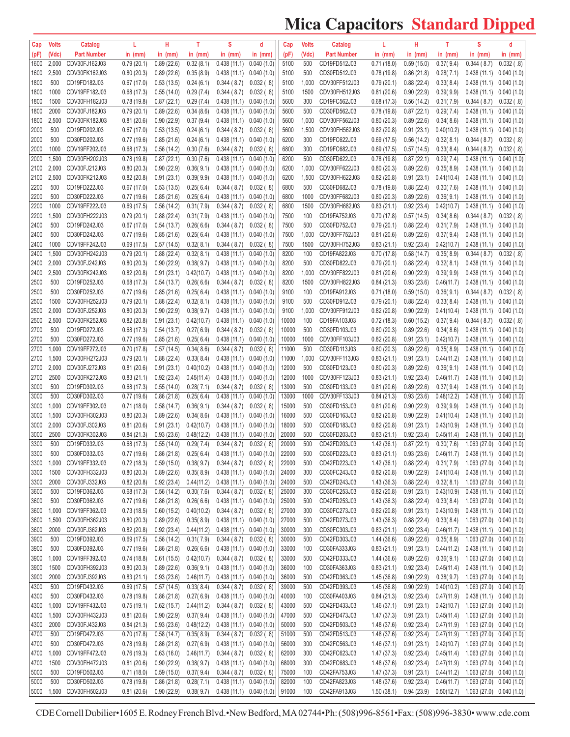# Mica Capacitors Standard Dipped

| Cap (pF) | Volts (Vdc) | Catalog Part Number | L in (mm) | H in (mm) | T in (mm) | S in (mm) | d in (mm) |
|---|---|---|---|---|---|---|---|
| 1600 | 2,000 | CDV30FJ162J03 | 0.79 (20.1) | 0.89 (22.6) | 0.32 (8.1) | 0.438 (11.1) | 0.040 (1.0) |
| 1600 | 2,500 | CDV30FK162J03 | 0.80 (20.3) | 0.89 (22.6) | 0.35 (8.9) | 0.438 (11.1) | 0.040 (1.0) |
| 1800 | 500 | CD19FD182J03 | 0.67 (17.0) | 0.53 (13.5) | 0.24 (6.1) | 0.344 (8.7) | 0.032 (.8) |
| 1800 | 1000 | CDV19FF182J03 | 0.68 (17.3) | 0.55 (14.0) | 0.29 (7.4) | 0.344 (8.7) | 0.032 (.8) |
| 1800 | 1500 | CDV30FH182J03 | 0.78 (19.8) | 0.87 (22.1) | 0.29 (7.4) | 0.438 (11.1) | 0.040 (1.0) |
| 1800 | 2000 | CDV30FJ182J03 | 0.79 (20.1) | 0.89 (22.6) | 0.34 (8.6) | 0.438 (11.1) | 0.040 (1.0) |
| 1800 | 2,500 | CDV30FK182J03 | 0.81 (20.6) | 0.90 (22.9) | 0.37 (9.4) | 0.438 (11.1) | 0.040 (1.0) |
| 2000 | 500 | CD19FD202J03 | 0.67 (17.0) | 0.53 (13.5) | 0.24 (6.1) | 0.344 (8.7) | 0.032 (.8) |
| 2000 | 500 | CD30FD202J03 | 0.77 (19.6) | 0.85 (21.6) | 0.24 (6.1) | 0.438 (11.1) | 0.040 (1.0) |
| 2000 | 1000 | CDV19FF202J03 | 0.68 (17.3) | 0.56 (14.2) | 0.30 (7.6) | 0.344 (8.7) | 0.032 (.8) |
| 2000 | 1,500 | CDV30FH202J03 | 0.78 (19.8) | 0.87 (22.1) | 0.30 (7.6) | 0.438 (11.1) | 0.040 (1.0) |
| 2100 | 2,000 | CDV30FJ212J03 | 0.80 (20.3) | 0.90 (22.9) | 0.36 (9.1) | 0.438 (11.1) | 0.040 (1.0) |
| 2100 | 2,500 | CDV30FK212J03 | 0.82 (20.8) | 0.91 (23.1) | 0.39 (9.9) | 0.438 (11.1) | 0.040 (1.0) |
| 2200 | 500 | CD19FD222J03 | 0.67 (17.0) | 0.53 (13.5) | 0.25 (6.4) | 0.344 (8.7) | 0.032 (.8) |
| 2200 | 500 | CD30FD222J03 | 0.77 (19.6) | 0.85 (21.6) | 0.25 (6.4) | 0.438 (11.1) | 0.040 (1.0) |
| 2200 | 1000 | CDV19FF222J03 | 0.69 (17.5) | 0.56 (14.2) | 0.31 (7.9) | 0.344 (8.7) | 0.032 (.8) |
| 2200 | 1,500 | CDV30FH222J03 | 0.79 (20.1) | 0.88 (22.4) | 0.31 (7.9) | 0.438 (11.1) | 0.040 (1.0) |
| 2400 | 500 | CD19FD242J03 | 0.67 (17.0) | 0.54 (13.7) | 0.26 (6.6) | 0.344 (8.7) | 0.032 (.8) |
| 2400 | 500 | CD30FD242J03 | 0.77 (19.6) | 0.85 (21.6) | 0.25 (6.4) | 0.438 (11.1) | 0.040 (1.0) |
| 2400 | 1000 | CDV19FF242J03 | 0.69 (17.5) | 0.57 (14.5) | 0.32 (8.1) | 0.344 (8.7) | 0.032 (.8) |
| 2400 | 1,500 | CDV30FH242J03 | 0.79 (20.1) | 0.88 (22.4) | 0.32 (8.1) | 0.438 (11.1) | 0.040 (1.0) |
| 2400 | 2,000 | CDV30FJ242J03 | 0.80 (20.3) | 0.90 (22.9) | 0.38 (9.7) | 0.438 (11.1) | 0.040 (1.0) |
| 2400 | 2,500 | CDV30FK242J03 | 0.82 (20.8) | 0.91 (23.1) | 0.42 (10.7) | 0.438 (11.1) | 0.040 (1.0) |
| 2500 | 500 | CD19FD252J03 | 0.68 (17.3) | 0.54 (13.7) | 0.26 (6.6) | 0.344 (8.7) | 0.032 (.8) |
| 2500 | 500 | CD30FD252J03 | 0.77 (19.6) | 0.85 (21.6) | 0.25 (6.4) | 0.438 (11.1) | 0.040 (1.0) |
| 2500 | 1500 | CDV30FH252J03 | 0.79 (20.1) | 0.88 (22.4) | 0.32 (8.1) | 0.438 (11.1) | 0.040 (1.0) |
| 2500 | 2,000 | CDV30FJ252J03 | 0.80 (20.3) | 0.90 (22.9) | 0.38 (9.7) | 0.438 (11.1) | 0.040 (1.0) |
| 2500 | 2,500 | CDV30FK252J03 | 0.82 (20.8) | 0.91 (23.1) | 0.42 (10.7) | 0.438 (11.1) | 0.040 (1.0) |
| 2700 | 500 | CD19FD272J03 | 0.68 (17.3) | 0.54 (13.7) | 0.27 (6.9) | 0.344 (8.7) | 0.032 (.8) |
| 2700 | 500 | CD30FD272J03 | 0.77 (19.6) | 0.85 (21.6) | 0.25 (6.4) | 0.438 (11.1) | 0.040 (1.0) |
| 2700 | 1,000 | CDV19FF272J03 | 0.70 (17.8) | 0.57 (14.5) | 0.34 (8.6) | 0.344 (8.7) | 0.032 (.8) |
| 2700 | 1,500 | CDV30FH272J03 | 0.79 (20.1) | 0.88 (22.4) | 0.33 (8.4) | 0.438 (11.1) | 0.040 (1.0) |
| 2700 | 2,000 | CDV30FJ272J03 | 0.81 (20.6) | 0.91 (23.1) | 0.40 (10.2) | 0.438 (11.1) | 0.040 (1.0) |
| 2700 | 2500 | CDV30FK272J03 | 0.83 (21.1) | 0.92 (23.4) | 0.45 (11.4) | 0.438 (11.1) | 0.040 (1.0) |
| 3000 | 500 | CD19FD302J03 | 0.68 (17.3) | 0.55 (14.0) | 0.28 (7.1) | 0.344 (8.7) | 0.032 (.8) |
| 3000 | 500 | CD30FD302J03 | 0.77 (19.6) | 0.86 (21.8) | 0.25 (6.4) | 0.438 (11.1) | 0.040 (1.0) |
| 3000 | 1,000 | CDV19FF302J03 | 0.71 (18.0) | 0.58 (14.7) | 0.36 (9.1) | 0.344 (8.7) | 0.032 (.8) |
| 3000 | 1,500 | CDV30FH302J03 | 0.80 (20.3) | 0.89 (22.6) | 0.34 (8.6) | 0.438 (11.1) | 0.040 (1.0) |
| 3000 | 2,000 | CDV30FJ302J03 | 0.81 (20.6) | 0.91 (23.1) | 0.42 (10.7) | 0.438 (11.1) | 0.040 (1.0) |
| 3000 | 2500 | CDV30FK302J03 | 0.84 (21.3) | 0.93 (23.6) | 0.48 (12.2) | 0.438 (11.1) | 0.040 (1.0) |
| 3300 | 500 | CD19FD332J03 | 0.68 (17.3) | 0.55 (14.0) | 0.29 (7.4) | 0.344 (8.7) | 0.032 (.8) |
| 3300 | 500 | CD30FD332J03 | 0.77 (19.6) | 0.86 (21.8) | 0.25 (6.4) | 0.438 (11.1) | 0.040 (1.0) |
| 3300 | 1,000 | CDV19FF332J03 | 0.72 (18.3) | 0.59 (15.0) | 0.38 (9.7) | 0.344 (8.7) | 0.032 (.8) |
| 3300 | 1500 | CDV30FH332J03 | 0.80 (20.3) | 0.89 (22.6) | 0.35 (8.9) | 0.438 (11.1) | 0.040 (1.0) |
| 3300 | 2000 | CDV30FJ332J03 | 0.82 (20.8) | 0.92 (23.4) | 0.44 (11.2) | 0.438 (11.1) | 0.040 (1.0) |
| 3600 | 500 | CD19FD362J03 | 0.68 (17.3) | 0.56 (14.2) | 0.30 (7.6) | 0.344 (8.7) | 0.032 (.8) |
| 3600 | 500 | CD30FD362J03 | 0.77 (19.6) | 0.86 (21.8) | 0.26 (6.6) | 0.438 (11.1) | 0.040 (1.0) |
| 3600 | 1,000 | CDV19FF362J03 | 0.73 (18.5) | 0.60 (15.2) | 0.40 (10.2) | 0.344 (8.7) | 0.032 (.8) |
| 3600 | 1,500 | CDV30FH362J03 | 0.80 (20.3) | 0.89 (22.6) | 0.35 (8.9) | 0.438 (11.1) | 0.040 (1.0) |
| 3600 | 2000 | CDV30FJ362J03 | 0.82 (20.8) | 0.92 (23.4) | 0.44 (11.2) | 0.438 (11.1) | 0.040 (1.0) |
| 3900 | 500 | CD19FD392J03 | 0.69 (17.5) | 0.56 (14.2) | 0.31 (7.9) | 0.344 (8.7) | 0.032 (.8) |
| 3900 | 500 | CD30FD392J03 | 0.77 (19.6) | 0.86 (21.8) | 0.26 (6.6) | 0.438 (11.1) | 0.040 (1.0) |
| 3900 | 1,000 | CDV19FF392J03 | 0.74 (18.8) | 0.61 (15.5) | 0.42 (10.7) | 0.344 (8.7) | 0.032 (.8) |
| 3900 | 1500 | CDV30FH392J03 | 0.80 (20.3) | 0.89 (22.6) | 0.36 (9.1) | 0.438 (11.1) | 0.040 (1.0) |
| 3900 | 2000 | CDV30FJ392J03 | 0.83 (21.1) | 0.93 (23.6) | 0.46 (11.7) | 0.438 (11.1) | 0.040 (1.0) |
| 4300 | 500 | CD19FD432J03 | 0.69 (17.5) | 0.57 (14.5) | 0.33 (8.4) | 0.344 (8.7) | 0.032 (.8) |
| 4300 | 500 | CD30FD432J03 | 0.78 (19.8) | 0.86 (21.8) | 0.27 (6.9) | 0.438 (11.1) | 0.040 (1.0) |
| 4300 | 1,000 | CDV19FF432J03 | 0.75 (19.1) | 0.62 (15.7) | 0.44 (11.2) | 0.344 (8.7) | 0.032 (.8) |
| 4300 | 1,500 | CDV30FH432J03 | 0.81 (20.6) | 0.90 (22.9) | 0.37 (9.4) | 0.438 (11.1) | 0.040 (1.0) |
| 4300 | 2000 | CDV30FJ432J03 | 0.84 (21.3) | 0.93 (23.6) | 0.48 (12.2) | 0.438 (11.1) | 0.040 (1.0) |
| 4700 | 500 | CD19FD472J03 | 0.70 (17.8) | 0.58 (14.7) | 0.35 (8.9) | 0.344 (8.7) | 0.032 (.8) |
| 4700 | 500 | CD30FD472J03 | 0.78 (19.8) | 0.86 (21.8) | 0.27 (6.9) | 0.438 (11.1) | 0.040 (1.0) |
| 4700 | 1,000 | CDV19FF472J03 | 0.76 (19.3) | 0.63 (16.0) | 0.46 (11.7) | 0.344 (8.7) | 0.032 (.8) |
| 4700 | 1500 | CDV30FH472J03 | 0.81 (20.6) | 0.90 (22.9) | 0.38 (9.7) | 0.438 (11.1) | 0.040 (1.0) |
| 5000 | 500 | CD19FD502J03 | 0.71 (18.0) | 0.59 (15.0) | 0.37 (9.4) | 0.344 (8.7) | 0.032 (.8) |
| 5000 | 500 | CD30FD502J03 | 0.78 (19.8) | 0.86 (21.8) | 0.28 (7.1) | 0.438 (11.1) | 0.040 (1.0) |
| 5000 | 1,500 | CDV30FH502J03 | 0.81 (20.6) | 0.90 (22.9) | 0.38 (9.7) | 0.438 (11.1) | 0.040 (1.0) |
| 5100 | 500 | CD19FD512J03 | 0.71 (18.0) | 0.59 (15.0) | 0.37 (9.4) | 0.344 (8.7) | 0.032 (.8) |
| 5100 | 500 | CD30FD512J03 | 0.78 (19.8) | 0.86 (21.8) | 0.28 (7.1) | 0.438 (11.1) | 0.040 (1.0) |
| 5100 | 1,000 | CDV30FF512J03 | 0.79 (20.1) | 0.88 (22.4) | 0.33 (8.4) | 0.438 (11.1) | 0.040 (1.0) |
| 5100 | 1500 | CDV30FH512J03 | 0.81 (20.6) | 0.90 (22.9) | 0.39 (9.9) | 0.438 (11.1) | 0.040 (1.0) |
| 5600 | 300 | CD19FC562J03 | 0.68 (17.3) | 0.56 (14.2) | 0.31 (7.9) | 0.344 (8.7) | 0.032 (.8) |
| 5600 | 500 | CD30FD562J03 | 0.78 (19.8) | 0.87 (22.1) | 0.29 (7.4) | 0.438 (11.1) | 0.040 (1.0) |
| 5600 | 1,000 | CDV30FF562J03 | 0.80 (20.3) | 0.89 (22.6) | 0.34 (8.6) | 0.438 (11.1) | 0.040 (1.0) |
| 5600 | 1,500 | CDV30FH562J03 | 0.82 (20.8) | 0.91 (23.1) | 0.40 (10.2) | 0.438 (11.1) | 0.040 (1.0) |
| 6200 | 300 | CD19FC622J03 | 0.69 (17.5) | 0.56 (14.2) | 0.32 (8.1) | 0.344 (8.7) | 0.032 (.8) |
| 6800 | 300 | CD19FC682J03 | 0.69 (17.5) | 0.57 (14.5) | 0.33 (8.4) | 0.344 (8.7) | 0.032 (.8) |
| 6200 | 500 | CD30FD622J03 | 0.78 (19.8) | 0.87 (22.1) | 0.29 (7.4) | 0.438 (11.1) | 0.040 (1.0) |
| 6200 | 1,000 | CDV30FF622J03 | 0.80 (20.3) | 0.89 (22.6) | 0.35 (8.9) | 0.438 (11.1) | 0.040 (1.0) |
| 6200 | 1,500 | CDV30FH622J03 | 0.82 (20.8) | 0.91 (23.1) | 0.41 (10.4) | 0.438 (11.1) | 0.040 (1.0) |
| 6800 | 500 | CD30FD682J03 | 0.78 (19.8) | 0.88 (22.4) | 0.30 (7.6) | 0.438 (11.1) | 0.040 (1.0) |
| 6800 | 1000 | CDV30FF682J03 | 0.80 (20.3) | 0.89 (22.6) | 0.36 (9.1) | 0.438 (11.1) | 0.040 (1.0) |
| 6800 | 1500 | CDV30FH682J03 | 0.83 (21.1) | 0.92 (23.4) | 0.42 (10.7) | 0.438 (11.1) | 0.040 (1.0) |
| 7500 | 100 | CD19FA752J03 | 0.70 (17.8) | 0.57 (14.5) | 0.34 (8.6) | 0.344 (8.7) | 0.032 (.8) |
| 7500 | 500 | CD30FD752J03 | 0.79 (20.1) | 0.88 (22.4) | 0.31 (7.9) | 0.438 (11.1) | 0.040 (1.0) |
| 7500 | 1,000 | CDV30FF752J03 | 0.81 (20.6) | 0.89 (22.6) | 0.37 (9.4) | 0.438 (11.1) | 0.040 (1.0) |
| 7500 | 1500 | CDV30FH752J03 | 0.83 (21.1) | 0.92 (23.4) | 0.42 (10.7) | 0.438 (11.1) | 0.040 (1.0) |
| 8200 | 100 | CD19FA822J03 | 0.70 (17.8) | 0.58 (14.7) | 0.35 (8.9) | 0.344 (8.7) | 0.032 (.8) |
| 8200 | 500 | CD30FD822J03 | 0.79 (20.1) | 0.88 (22.4) | 0.32 (8.1) | 0.438 (11.1) | 0.040 (1.0) |
| 8200 | 1,000 | CDV30FF822J03 | 0.81 (20.6) | 0.90 (22.9) | 0.39 (9.9) | 0.438 (11.1) | 0.040 (1.0) |
| 8200 | 1500 | CDV30FH822J03 | 0.84 (21.3) | 0.93 (23.6) | 0.46 (11.7) | 0.438 (11.1) | 0.040 (1.0) |
| 9100 | 100 | CD19FA912J03 | 0.71 (18.0) | 0.59 (15.0) | 0.36 (9.1) | 0.344 (8.7) | 0.032 (.8) |
| 9100 | 500 | CD30FD912J03 | 0.79 (20.1) | 0.88 (22.4) | 0.33 (8.4) | 0.438 (11.1) | 0.040 (1.0) |
| 9100 | 1,000 | CDV30FF912J03 | 0.82 (20.8) | 0.90 (22.9) | 0.41 (10.4) | 0.438 (11.1) | 0.040 (1.0) |
| 10000 | 100 | CD19FA103J03 | 0.72 (18.3) | 0.60 (15.2) | 0.37 (9.4) | 0.344 (8.7) | 0.032 (.8) |
| 10000 | 500 | CD30FD103J03 | 0.80 (20.3) | 0.89 (22.6) | 0.34 (8.6) | 0.438 (11.1) | 0.040 (1.0) |
| 10000 | 1000 | CDV30FF103J03 | 0.82 (20.8) | 0.91 (23.1) | 0.42 (10.7) | 0.438 (11.1) | 0.040 (1.0) |
| 11000 | 500 | CD30FD113J03 | 0.80 (20.3) | 0.89 (22.6) | 0.35 (8.9) | 0.438 (11.1) | 0.040 (1.0) |
| 11000 | 1,000 | CDV30FF113J03 | 0.83 (21.1) | 0.91 (23.1) | 0.44 (11.2) | 0.438 (11.1) | 0.040 (1.0) |
| 12000 | 500 | CD30FD123J03 | 0.80 (20.3) | 0.89 (22.6) | 0.36 (9.1) | 0.438 (11.1) | 0.040 (1.0) |
| 12000 | 1000 | CDV30FF123J03 | 0.83 (21.1) | 0.92 (23.4) | 0.46 (11.7) | 0.438 (11.1) | 0.040 (1.0) |
| 13000 | 500 | CD30FD133J03 | 0.81 (20.6) | 0.89 (22.6) | 0.37 (9.4) | 0.438 (11.1) | 0.040 (1.0) |
| 13000 | 1000 | CDV30FF133J03 | 0.84 (21.3) | 0.93 (23.6) | 0.48 (12.2) | 0.438 (11.1) | 0.040 (1.0) |
| 15000 | 500 | CD30FD153J03 | 0.81 (20.6) | 0.90 (22.9) | 0.39 (9.9) | 0.438 (11.1) | 0.040 (1.0) |
| 16000 | 500 | CD30FD163J03 | 0.82 (20.8) | 0.90 (22.9) | 0.41 (10.4) | 0.438 (11.1) | 0.040 (1.0) |
| 18000 | 500 | CD30FD183J03 | 0.82 (20.8) | 0.91 (23.1) | 0.43 (10.9) | 0.438 (11.1) | 0.040 (1.0) |
| 20000 | 500 | CD30FD203J03 | 0.83 (21.1) | 0.92 (23.4) | 0.45 (11.4) | 0.438 (11.1) | 0.040 (1.0) |
| 20000 | 500 | CD42FD203J03 | 1.42 (36.1) | 0.87 (22.1) | 0.30 (7.6) | 1.063 (27.0) | 0.040 (1.0) |
| 22000 | 500 | CD30FD223J03 | 0.83 (21.1) | 0.93 (23.6) | 0.46 (11.7) | 0.438 (11.1) | 0.040 (1.0) |
| 22000 | 500 | CD42FD223J03 | 1.42 (36.1) | 0.88 (22.4) | 0.31 (7.9) | 1.063 (27.0) | 0.040 (1.0) |
| 24000 | 300 | CD30FC243J03 | 0.82 (20.8) | 0.90 (22.9) | 0.41 (10.4) | 0.438 (11.1) | 0.040 (1.0) |
| 24000 | 500 | CD42FD243J03 | 1.43 (36.3) | 0.88 (22.4) | 0.32 (8.1) | 1.063 (27.0) | 0.040 (1.0) |
| 25000 | 300 | CD30FC253J03 | 0.82 (20.8) | 0.91 (23.1) | 0.43 (10.9) | 0.438 (11.1) | 0.040 (1.0) |
| 25000 | 500 | CD42FD253J03 | 1.43 (36.3) | 0.88 (22.4) | 0.33 (8.4) | 1.063 (27.0) | 0.040 (1.0) |
| 27000 | 300 | CD30FC273J03 | 0.82 (20.8) | 0.91 (23.1) | 0.43 (10.9) | 0.438 (11.1) | 0.040 (1.0) |
| 27000 | 500 | CD42FD273J03 | 1.43 (36.3) | 0.88 (22.4) | 0.33 (8.4) | 1.063 (27.0) | 0.040 (1.0) |
| 30000 | 300 | CD30FC303J03 | 0.83 (21.1) | 0.92 (23.4) | 0.46 (11.7) | 0.438 (11.1) | 0.040 (1.0) |
| 30000 | 500 | CD42FD303J03 | 1.44 (36.6) | 0.89 (22.6) | 0.35 (8.9) | 1.063 (27.0) | 0.040 (1.0) |
| 33000 | 100 | CD30FA333J03 | 0.83 (21.1) | 0.91 (23.1) | 0.44 (11.2) | 0.438 (11.1) | 0.040 (1.0) |
| 33000 | 500 | CD42FD333J03 | 1.44 (36.6) | 0.89 (22.6) | 0.36 (9.1) | 1.063 (27.0) | 0.040 (1.0) |
| 36000 | 100 | CD30FA363J03 | 0.83 (21.1) | 0.92 (23.4) | 0.45 (11.4) | 0.438 (11.1) | 0.040 (1.0) |
| 36000 | 500 | CD42FD363J03 | 1.45 (36.8) | 0.90 (22.9) | 0.38 (9.7) | 1.063 (27.0) | 0.040 (1.0) |
| 39000 | 500 | CD42FD393J03 | 1.45 (36.8) | 0.90 (22.9) | 0.40 (10.2) | 1.063 (27.0) | 0.040 (1.0) |
| 40000 | 100 | CD30FA403J03 | 0.84 (21.3) | 0.92 (23.4) | 0.47 (11.9) | 0.438 (11.1) | 0.040 (1.0) |
| 43000 | 500 | CD42FD433J03 | 1.46 (37.1) | 0.91 (23.1) | 0.42 (10.7) | 1.063 (27.0) | 0.040 (1.0) |
| 47000 | 500 | CD42FD473J03 | 1.47 (37.3) | 0.91 (23.1) | 0.45 (11.4) | 1.063 (27.0) | 0.040 (1.0) |
| 50000 | 500 | CD42FD503J03 | 1.48 (37.6) | 0.92 (23.4) | 0.47 (11.9) | 1.063 (27.0) | 0.040 (1.0) |
| 51000 | 500 | CD42FD513J03 | 1.48 (37.6) | 0.92 (23.4) | 0.47 (11.9) | 1.063 (27.0) | 0.040 (1.0) |
| 56000 | 300 | CD42FC563J03 | 1.46 (37.1) | 0.91 (23.1) | 0.42 (10.7) | 1.063 (27.0) | 0.040 (1.0) |
| 62000 | 300 | CD42FC623J03 | 1.47 (37.3) | 0.92 (23.4) | 0.45 (11.4) | 1.063 (27.0) | 0.040 (1.0) |
| 68000 | 300 | CD42FC683J03 | 1.48 (37.6) | 0.92 (23.4) | 0.47 (11.9) | 1.063 (27.0) | 0.040 (1.0) |
| 75000 | 100 | CD42FA753J03 | 1.47 (37.3) | 0.91 (23.1) | 0.44 (11.2) | 1.063 (27.0) | 0.040 (1.0) |
| 82000 | 100 | CD42FA823J03 | 1.48 (37.6) | 0.92 (23.4) | 0.46 (11.7) | 1.063 (27.0) | 0.040 (1.0) |
| 91000 | 100 | CD42FA913J03 | 1.50 (38.1) | 0.94 (23.9) | 0.50 (12.7) | 1.063 (27.0) | 0.040 (1.0) |

CDE Cornell Dubilier•1605 E. Rodney French Blvd.•New Bedford, MA 02744•Ph: (508)996-8561•Fax: (508)996-3830• www.cde.com